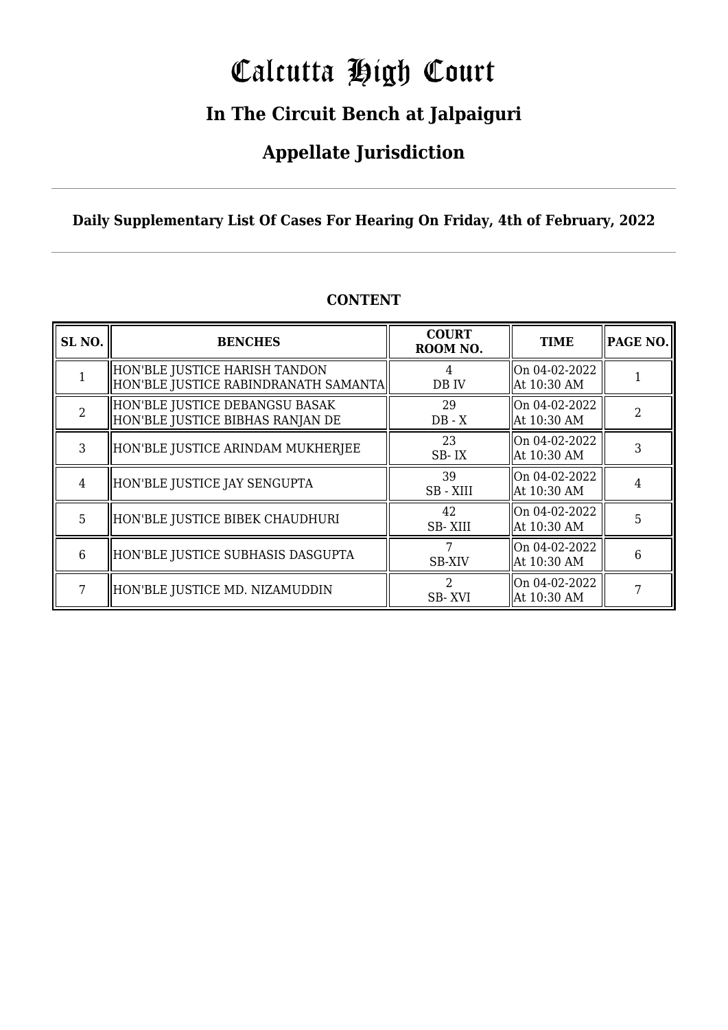# Calcutta High Court

## In The Circuit Bench at Jalpaiguri

## Appellate Jurisdiction

**Daily Supplementary List Of Cases For Hearing On Friday, 4th of February, 2022**

### CONTENT

| SL NO. | BENCHES | COURT ROOM NO. | TIME | PAGE NO. |
|---|---|---|---|---|
| 1 | HON'BLE JUSTICE HARISH TANDON<br>HON'BLE JUSTICE RABINDRANATH SAMANTA | 4<br>DB IV | On 04-02-2022<br>At 10:30 AM | 1 |
| 2 | HON'BLE JUSTICE DEBANGSU BASAK<br>HON'BLE JUSTICE BIBHAS RANJAN DE | 29<br>DB - X | On 04-02-2022<br>At 10:30 AM | 2 |
| 3 | HON'BLE JUSTICE ARINDAM MUKHERJEE | 23<br>SB- IX | On 04-02-2022<br>At 10:30 AM | 3 |
| 4 | HON'BLE JUSTICE JAY SENGUPTA | 39<br>SB - XIII | On 04-02-2022<br>At 10:30 AM | 4 |
| 5 | HON'BLE JUSTICE BIBEK CHAUDHURI | 42<br>SB- XIII | On 04-02-2022<br>At 10:30 AM | 5 |
| 6 | HON'BLE JUSTICE SUBHASIS DASGUPTA | 7<br>SB-XIV | On 04-02-2022<br>At 10:30 AM | 6 |
| 7 | HON'BLE JUSTICE MD. NIZAMUDDIN | 2<br>SB- XVI | On 04-02-2022<br>At 10:30 AM | 7 |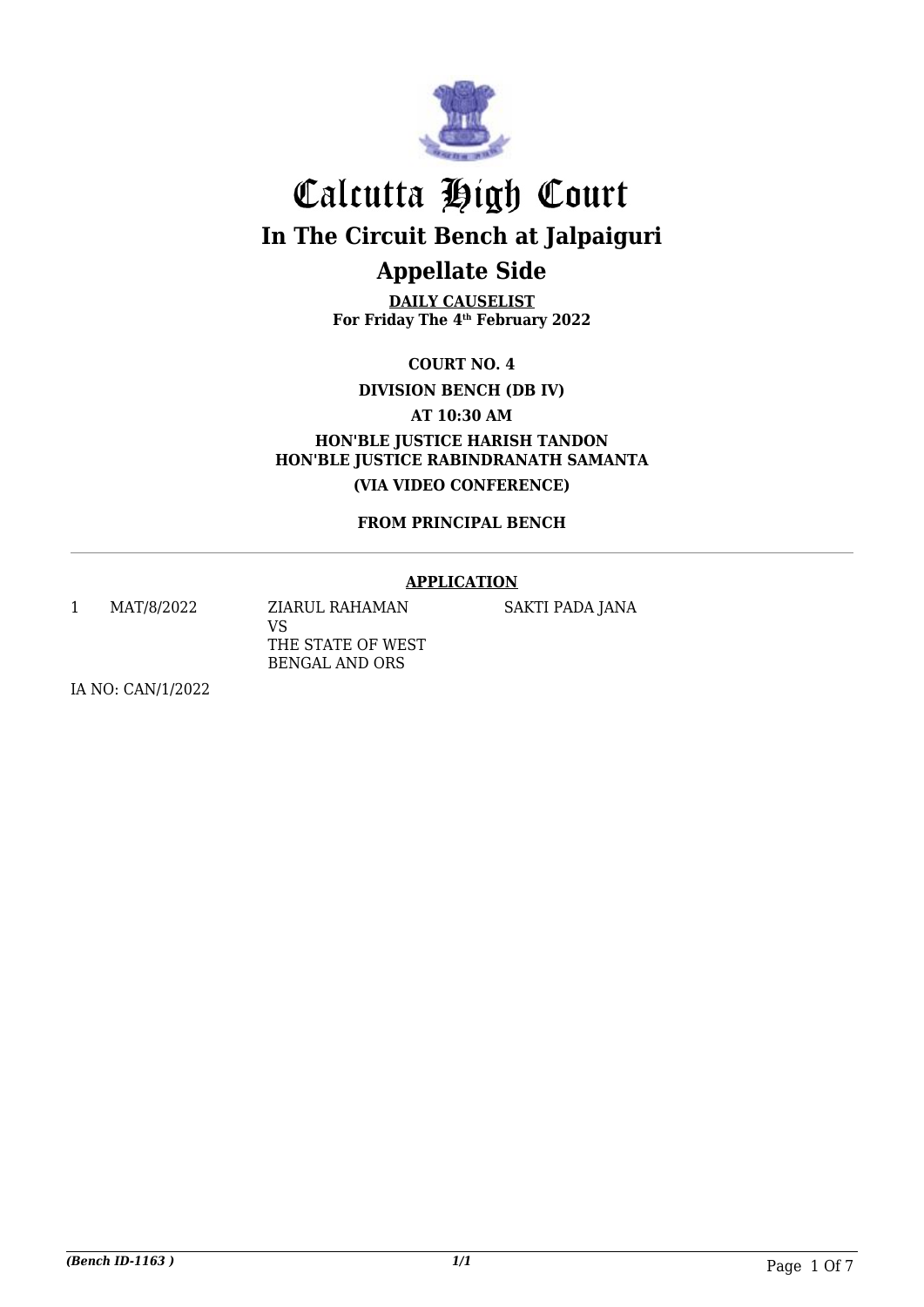# Calcutta High Court

## In The Circuit Bench at Jalpaiguri

## Appellate Side

**DAILY CAUSELIST**
**For Friday The 4th February 2022**

**COURT NO. 4**

**DIVISION BENCH (DB IV)**

**AT 10:30 AM**

**HON'BLE JUSTICE HARISH TANDON**
**HON'BLE JUSTICE RABINDRANATH SAMANTA**

**(VIA VIDEO CONFERENCE)**

**FROM PRINCIPAL BENCH**

---

**APPLICATION**

| | | | |
|---|---|---|---|
| 1 | MAT/8/2022 | ZIARUL RAHAMAN VS THE STATE OF WEST BENGAL AND ORS | SAKTI PADA JANA |

IA NO: CAN/1/2022

*(Bench ID-1163 )*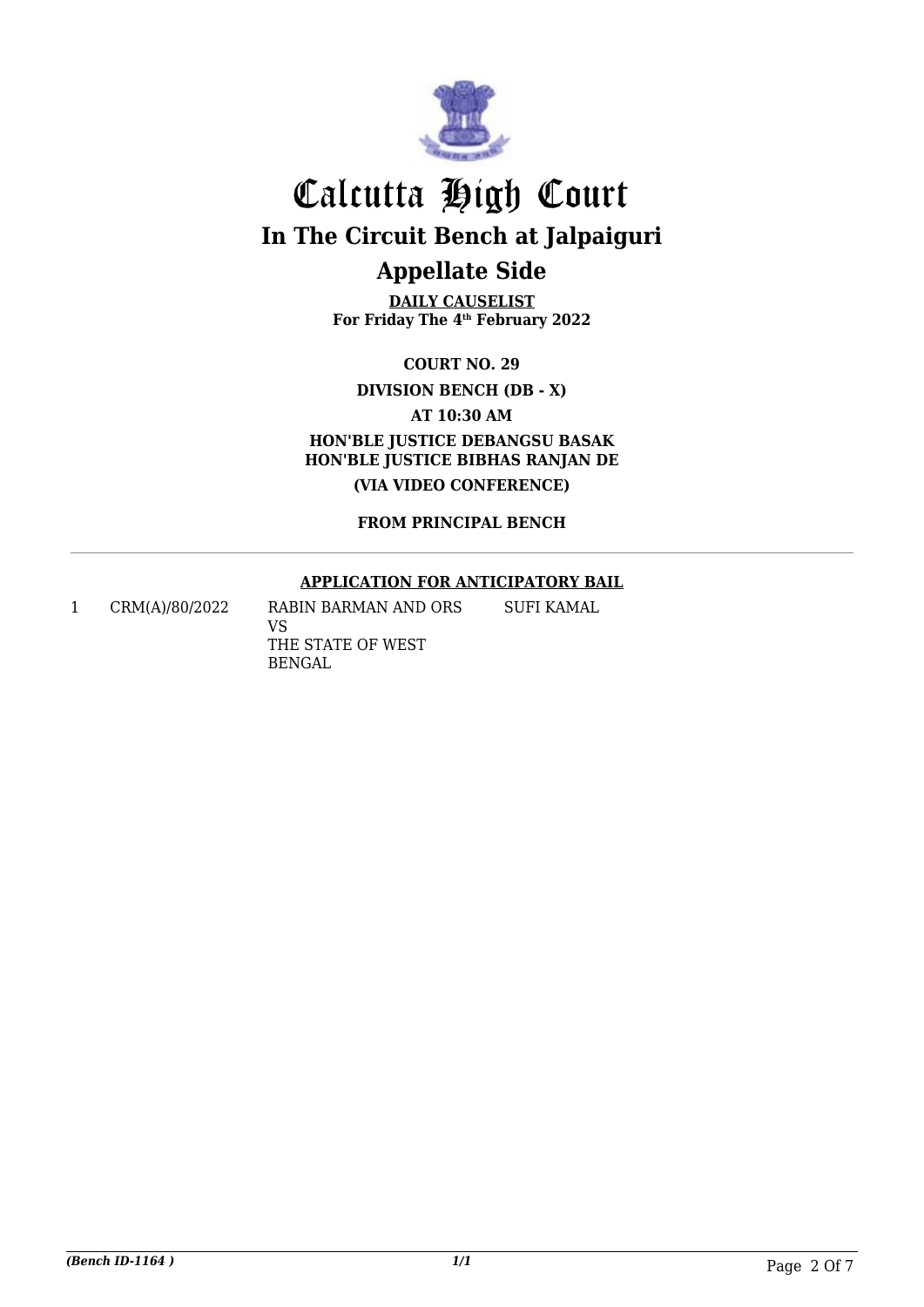# Calcutta High Court

## In The Circuit Bench at Jalpaiguri

## Appellate Side

**DAILY CAUSELIST**
**For Friday The 4th February 2022**

**COURT NO. 29**

**DIVISION BENCH (DB - X)**

**AT 10:30 AM**

**HON'BLE JUSTICE DEBANGSU BASAK**
**HON'BLE JUSTICE BIBHAS RANJAN DE**

**(VIA VIDEO CONFERENCE)**

**FROM PRINCIPAL BENCH**

---

**APPLICATION FOR ANTICIPATORY BAIL**

| | | | |
|---|---|---|---|
| 1 | CRM(A)/80/2022 | RABIN BARMAN AND ORS<br>VS<br>THE STATE OF WEST BENGAL | SUFI KAMAL |

*(Bench ID-1164 )*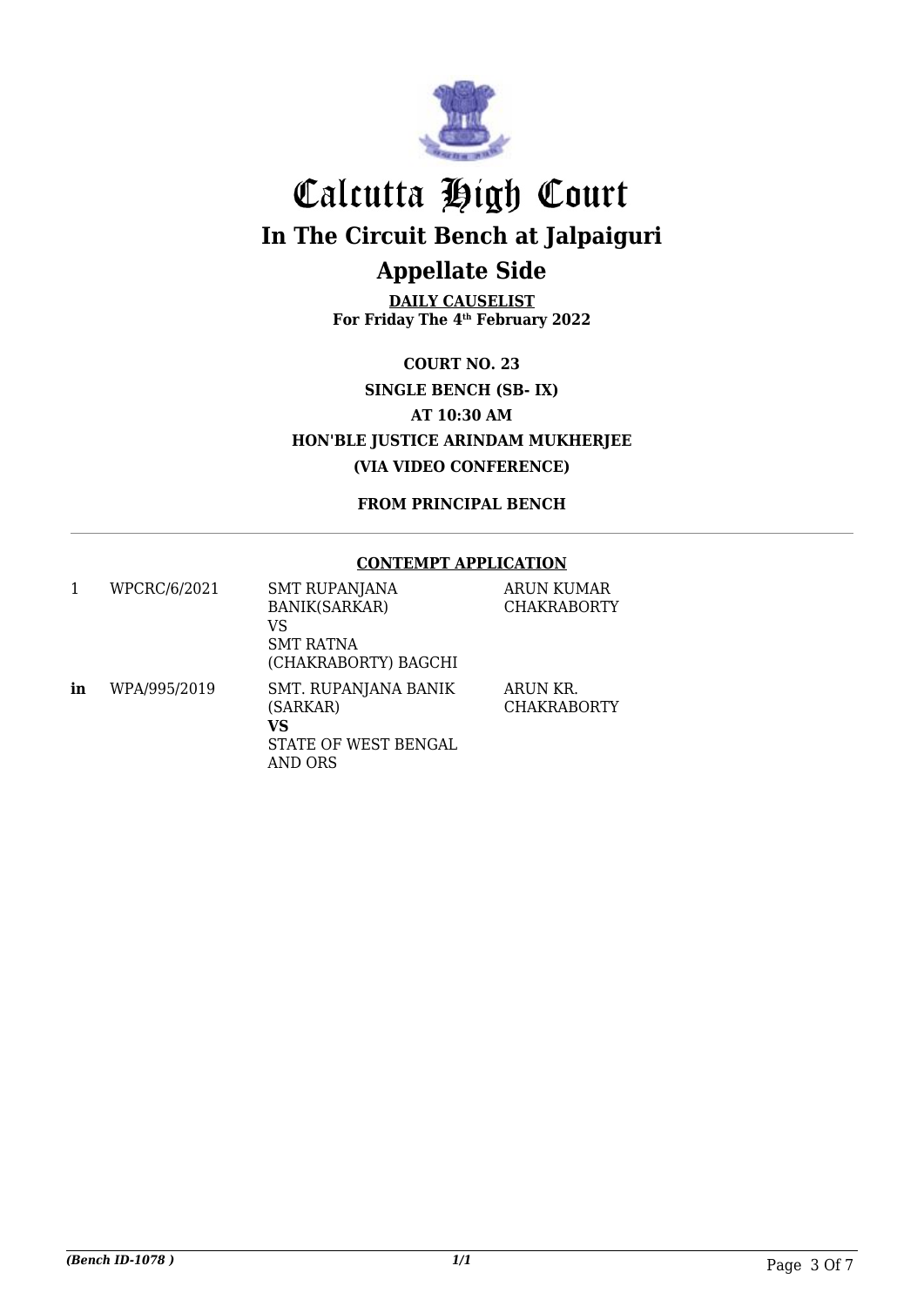# Calcutta High Court

## In The Circuit Bench at Jalpaiguri

## Appellate Side

**DAILY CAUSELIST**
**For Friday The 4th February 2022**

**COURT NO. 23**
**SINGLE BENCH (SB- IX)**
**AT 10:30 AM**
**HON'BLE JUSTICE ARINDAM MUKHERJEE**
**(VIA VIDEO CONFERENCE)**

**FROM PRINCIPAL BENCH**

**CONTEMPT APPLICATION**

| | | | |
|---|---|---|---|
| 1 | WPCRC/6/2021 | SMT RUPANJANA BANIK(SARKAR) VS SMT RATNA (CHAKRABORTY) BAGCHI | ARUN KUMAR CHAKRABORTY |
| **in** | WPA/995/2019 | SMT. RUPANJANA BANIK (SARKAR) **VS** STATE OF WEST BENGAL AND ORS | ARUN KR. CHAKRABORTY |

*(Bench ID-1078 )* *1/1*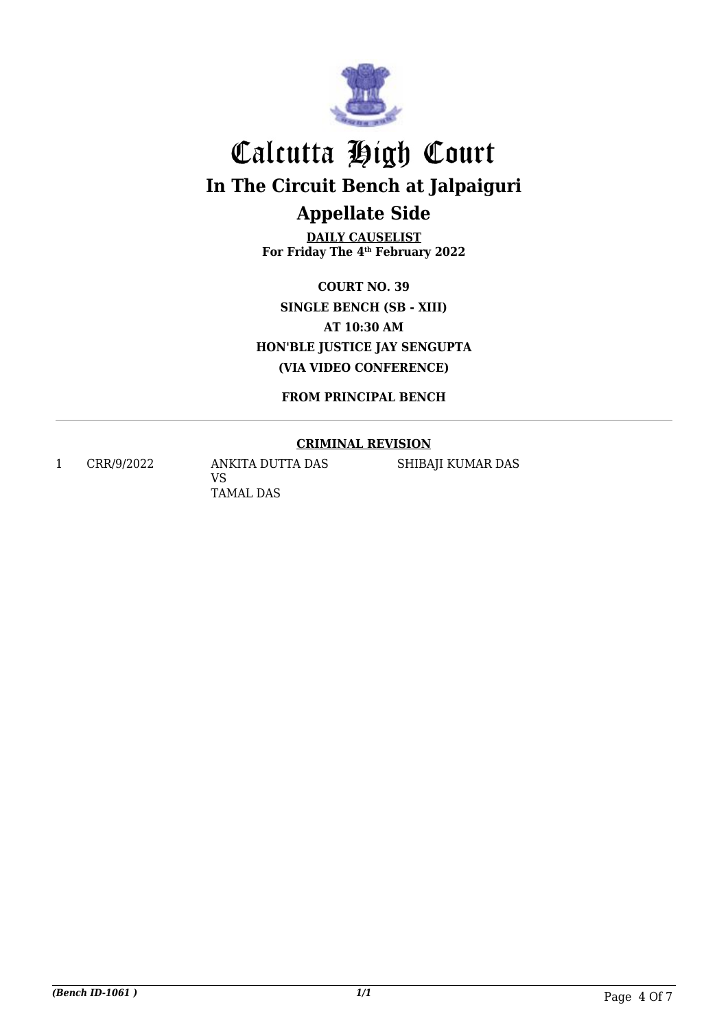# Calcutta High Court

## In The Circuit Bench at Jalpaiguri

## Appellate Side

**DAILY CAUSELIST**
**For Friday The 4th February 2022**

**COURT NO. 39**
**SINGLE BENCH (SB - XIII)**
**AT 10:30 AM**
**HON'BLE JUSTICE JAY SENGUPTA**
**(VIA VIDEO CONFERENCE)**

**FROM PRINCIPAL BENCH**

---

**CRIMINAL REVISION**

| | | | |
|---|---|---|---|
| 1 | CRR/9/2022 | ANKITA DUTTA DAS<br>VS<br>TAMAL DAS | SHIBAJI KUMAR DAS |

*(Bench ID-1061 )* *1/1*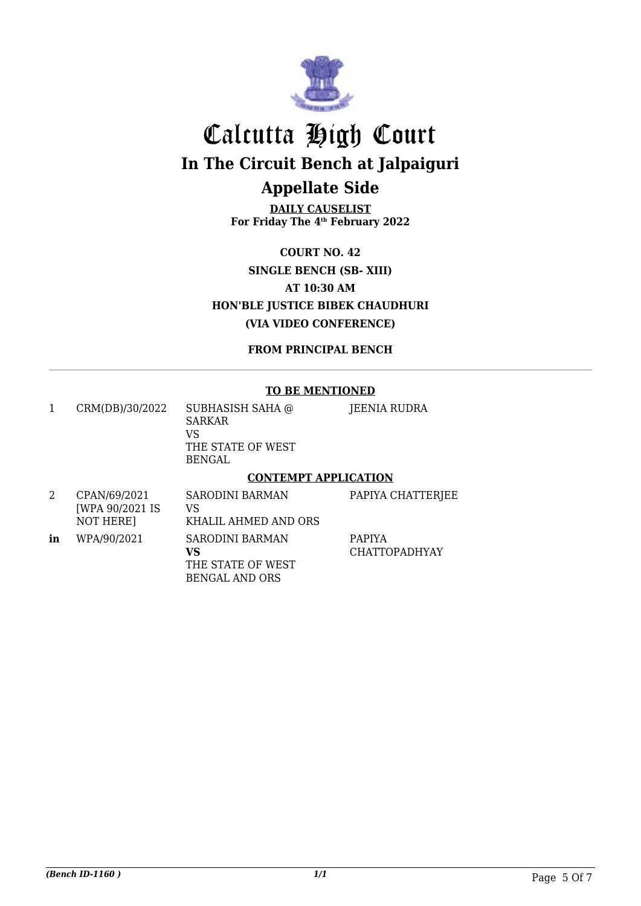# Calcutta High Court

## In The Circuit Bench at Jalpaiguri

## Appellate Side

**DAILY CAUSELIST**
**For Friday The 4th February 2022**

**COURT NO. 42**
**SINGLE BENCH (SB- XIII)**
**AT 10:30 AM**
**HON'BLE JUSTICE BIBEK CHAUDHURI**
**(VIA VIDEO CONFERENCE)**

**FROM PRINCIPAL BENCH**

**TO BE MENTIONED**

| | | | |
|---|---|---|---|
| 1 | CRM(DB)/30/2022 | SUBHASISH SAHA @ SARKAR VS THE STATE OF WEST BENGAL | JEENIA RUDRA |

**CONTEMPT APPLICATION**

| | | | |
|---|---|---|---|
| 2 | CPAN/69/2021 [WPA 90/2021 IS NOT HERE] | SARODINI BARMAN VS KHALIL AHMED AND ORS | PAPIYA CHATTERJEE |
| **in** | WPA/90/2021 | SARODINI BARMAN **VS** THE STATE OF WEST BENGAL AND ORS | PAPIYA CHATTOPADHYAY |

*(Bench ID-1160 )* *1/1*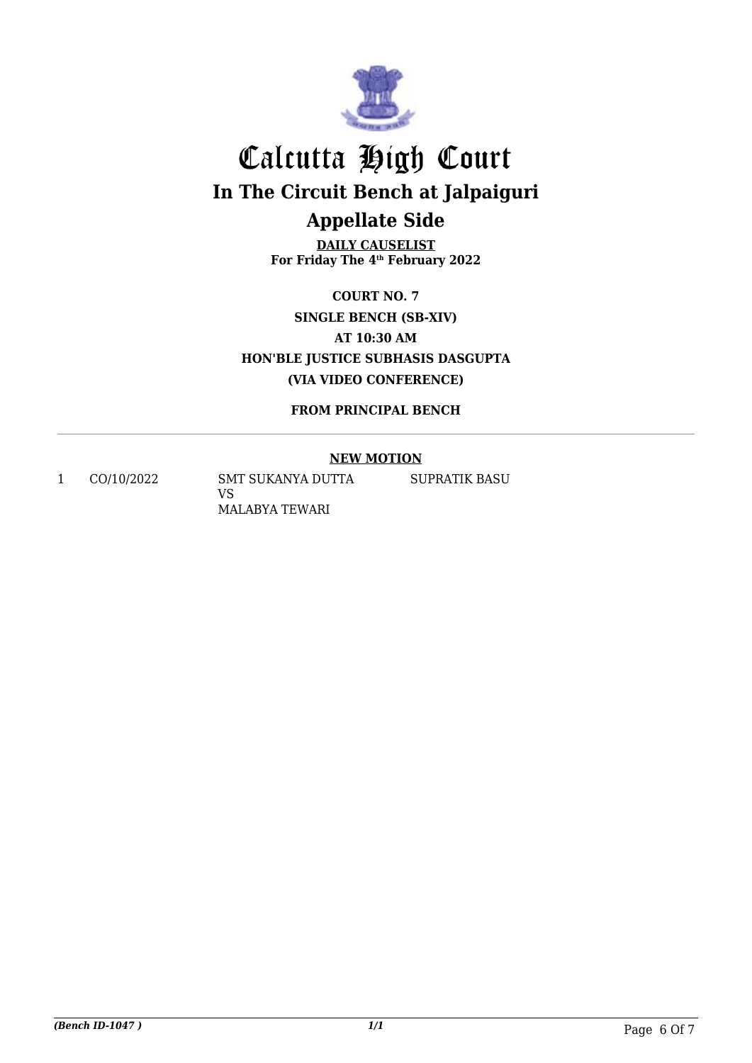# Calcutta High Court

## In The Circuit Bench at Jalpaiguri

## Appellate Side

**DAILY CAUSELIST**
**For Friday The 4th February 2022**

**COURT NO. 7**
**SINGLE BENCH (SB-XIV)**
**AT 10:30 AM**
**HON'BLE JUSTICE SUBHASIS DASGUPTA**
**(VIA VIDEO CONFERENCE)**

**FROM PRINCIPAL BENCH**

**NEW MOTION**

| | | | |
|---|---|---|---|
| 1 | CO/10/2022 | SMT SUKANYA DUTTA VS MALABYA TEWARI | SUPRATIK BASU |

*(Bench ID-1047 )* *1/1*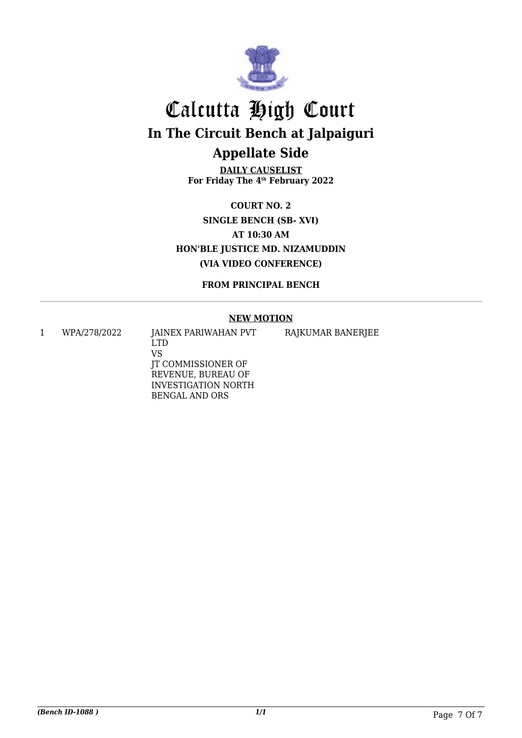# Calcutta High Court

## In The Circuit Bench at Jalpaiguri

## Appellate Side

**DAILY CAUSELIST**
**For Friday The 4th February 2022**

**COURT NO. 2**
**SINGLE BENCH (SB- XVI)**
**AT 10:30 AM**
**HON'BLE JUSTICE MD. NIZAMUDDIN**
**(VIA VIDEO CONFERENCE)**

**FROM PRINCIPAL BENCH**

---

**NEW MOTION**

| | | | |
|---|---|---|---|
| 1 | WPA/278/2022 | JAINEX PARIWAHAN PVT LTD VS JT COMMISSIONER OF REVENUE, BUREAU OF INVESTIGATION NORTH BENGAL AND ORS | RAJKUMAR BANERJEE |

*(Bench ID-1088 )*